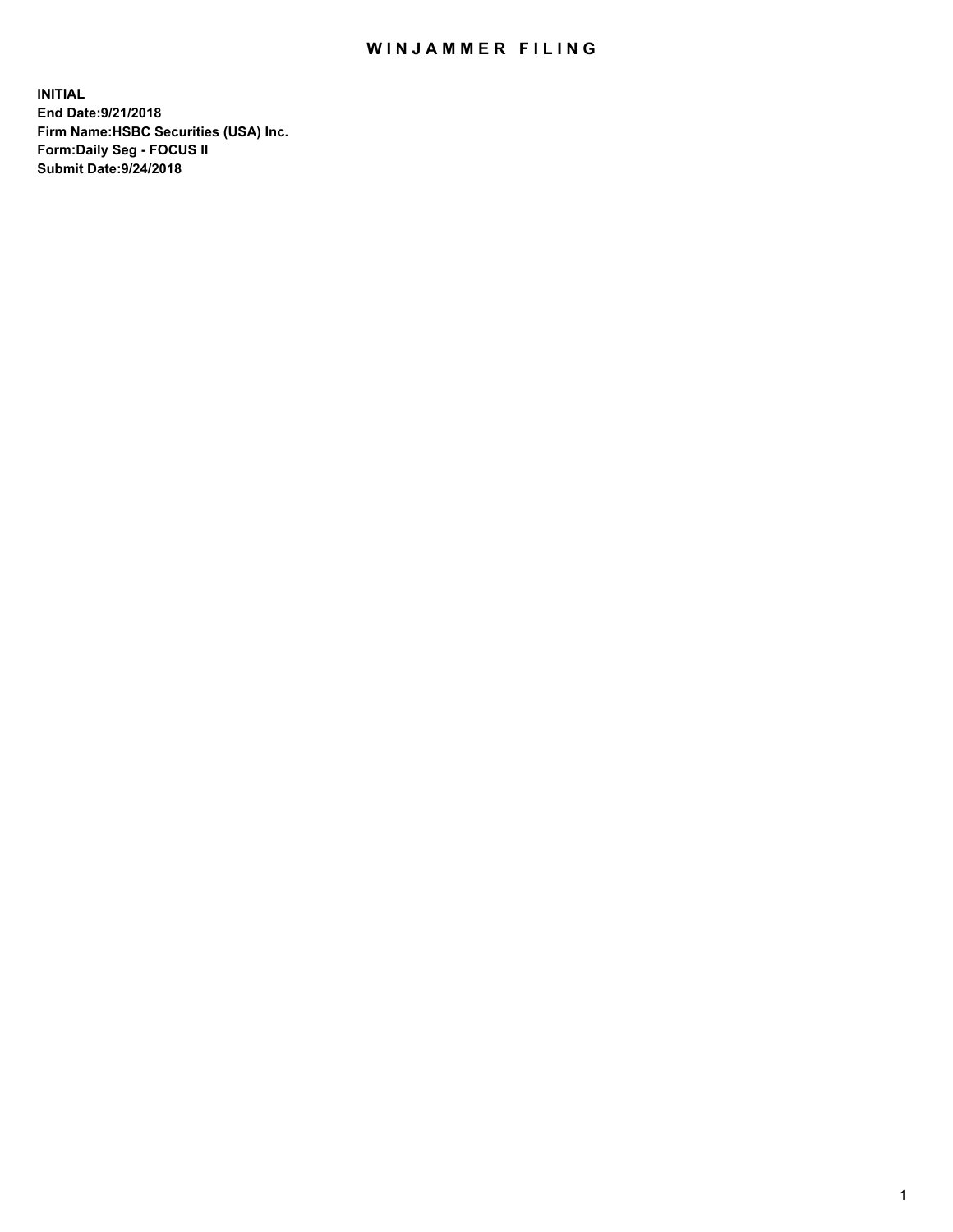# WINJAMMER FILING

**INITIAL**
**End Date:9/21/2018**
**Firm Name:HSBC Securities (USA) Inc.**
**Form:Daily Seg - FOCUS II**
**Submit Date:9/24/2018**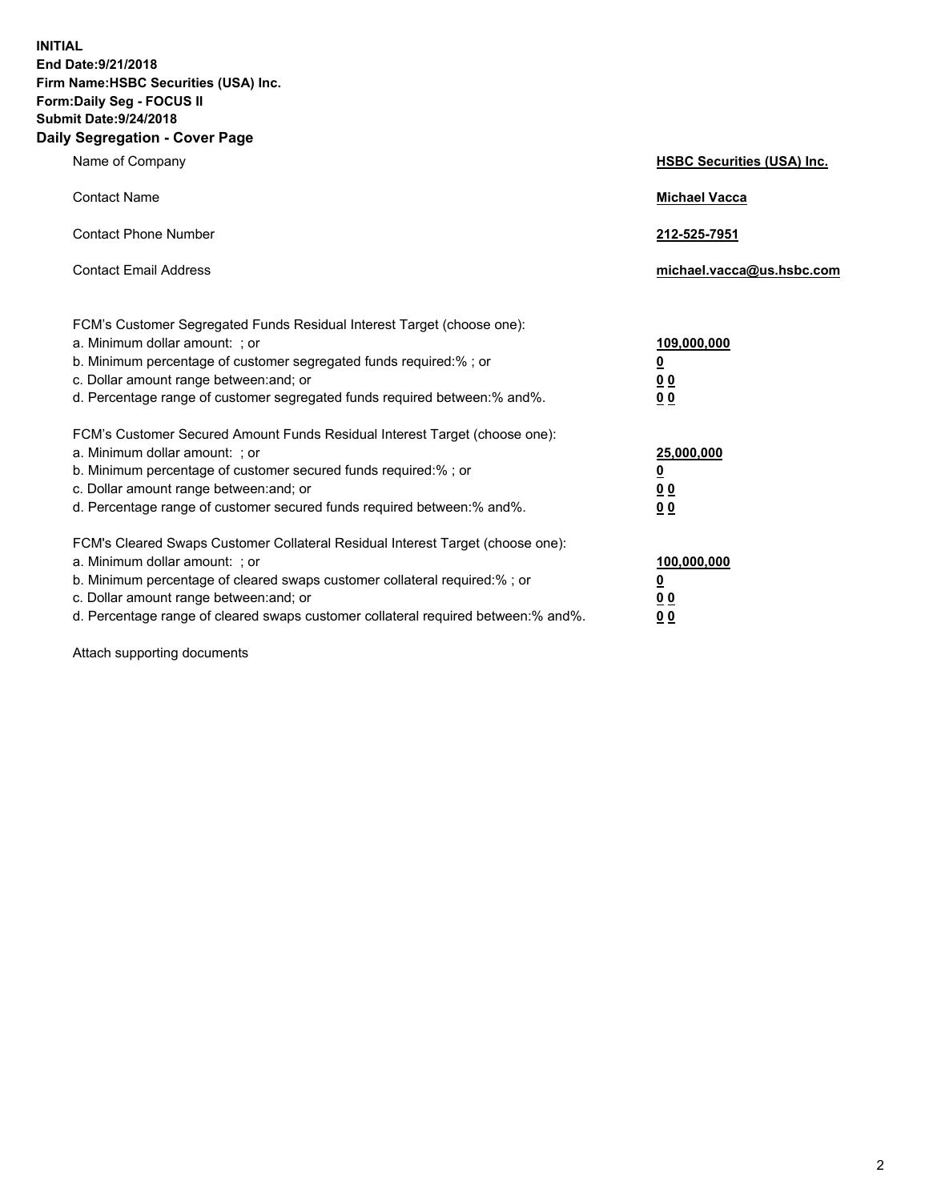**INITIAL**
**End Date:9/21/2018**
**Firm Name:HSBC Securities (USA) Inc.**
**Form:Daily Seg - FOCUS II**
**Submit Date:9/24/2018**

## Daily Segregation - Cover Page

| | |
|---|---|
| Name of Company | **HSBC Securities (USA) Inc.** |
| Contact Name | **Michael Vacca** |
| Contact Phone Number | **212-525-7951** |
| Contact Email Address | **michael.vacca@us.hsbc.com** |

| | |
|---|---|
| FCM's Customer Segregated Funds Residual Interest Target (choose one): | |
| a. Minimum dollar amount: ; or | **109,000,000** |
| b. Minimum percentage of customer segregated funds required:% ; or | **0** |
| c. Dollar amount range between:and; or | **0 0** |
| d. Percentage range of customer segregated funds required between:% and%. | **0 0** |
| FCM's Customer Secured Amount Funds Residual Interest Target (choose one): | |
| a. Minimum dollar amount: ; or | **25,000,000** |
| b. Minimum percentage of customer secured funds required:% ; or | **0** |
| c. Dollar amount range between:and; or | **0 0** |
| d. Percentage range of customer secured funds required between:% and%. | **0 0** |
| FCM's Cleared Swaps Customer Collateral Residual Interest Target (choose one): | |
| a. Minimum dollar amount: ; or | **100,000,000** |
| b. Minimum percentage of cleared swaps customer collateral required:% ; or | **0** |
| c. Dollar amount range between:and; or | **0 0** |
| d. Percentage range of cleared swaps customer collateral required between:% and%. | **0 0** |

Attach supporting documents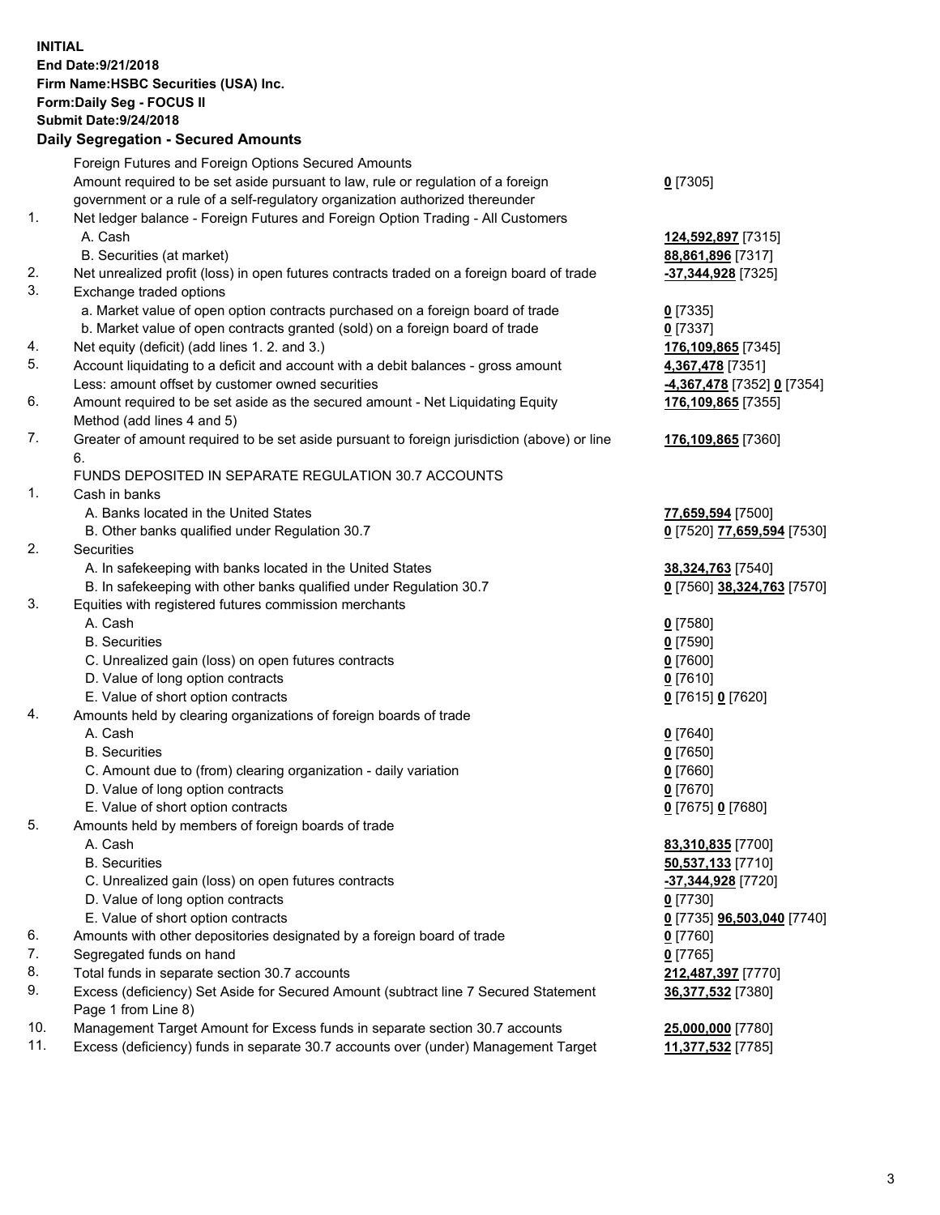**INITIAL**
**End Date:9/21/2018**
**Firm Name:HSBC Securities (USA) Inc.**
**Form:Daily Seg - FOCUS II**
**Submit Date:9/24/2018**

## Daily Segregation - Secured Amounts

| | | |
|---|---|---|
| | Foreign Futures and Foreign Options Secured Amounts | |
| | Amount required to be set aside pursuant to law, rule or regulation of a foreign government or a rule of a self-regulatory organization authorized thereunder | **0** [7305] |
| 1. | Net ledger balance - Foreign Futures and Foreign Option Trading - All Customers | |
| | A. Cash | **124,592,897** [7315] |
| | B. Securities (at market) | **88,861,896** [7317] |
| 2. | Net unrealized profit (loss) in open futures contracts traded on a foreign board of trade | **-37,344,928** [7325] |
| 3. | Exchange traded options | |
| | a. Market value of open option contracts purchased on a foreign board of trade | **0** [7335] |
| | b. Market value of open contracts granted (sold) on a foreign board of trade | **0** [7337] |
| 4. | Net equity (deficit) (add lines 1. 2. and 3.) | **176,109,865** [7345] |
| 5. | Account liquidating to a deficit and account with a debit balances - gross amount | **4,367,478** [7351] |
| | Less: amount offset by customer owned securities | **-4,367,478** [7352] **0** [7354] |
| 6. | Amount required to be set aside as the secured amount - Net Liquidating Equity Method (add lines 4 and 5) | **176,109,865** [7355] |
| 7. | Greater of amount required to be set aside pursuant to foreign jurisdiction (above) or line 6. | **176,109,865** [7360] |
| | FUNDS DEPOSITED IN SEPARATE REGULATION 30.7 ACCOUNTS | |
| 1. | Cash in banks | |
| | A. Banks located in the United States | **77,659,594** [7500] |
| | B. Other banks qualified under Regulation 30.7 | **0** [7520] **77,659,594** [7530] |
| 2. | Securities | |
| | A. In safekeeping with banks located in the United States | **38,324,763** [7540] |
| | B. In safekeeping with other banks qualified under Regulation 30.7 | **0** [7560] **38,324,763** [7570] |
| 3. | Equities with registered futures commission merchants | |
| | A. Cash | **0** [7580] |
| | B. Securities | **0** [7590] |
| | C. Unrealized gain (loss) on open futures contracts | **0** [7600] |
| | D. Value of long option contracts | **0** [7610] |
| | E. Value of short option contracts | **0** [7615] **0** [7620] |
| 4. | Amounts held by clearing organizations of foreign boards of trade | |
| | A. Cash | **0** [7640] |
| | B. Securities | **0** [7650] |
| | C. Amount due to (from) clearing organization - daily variation | **0** [7660] |
| | D. Value of long option contracts | **0** [7670] |
| | E. Value of short option contracts | **0** [7675] **0** [7680] |
| 5. | Amounts held by members of foreign boards of trade | |
| | A. Cash | **83,310,835** [7700] |
| | B. Securities | **50,537,133** [7710] |
| | C. Unrealized gain (loss) on open futures contracts | **-37,344,928** [7720] |
| | D. Value of long option contracts | **0** [7730] |
| | E. Value of short option contracts | **0** [7735] **96,503,040** [7740] |
| 6. | Amounts with other depositories designated by a foreign board of trade | **0** [7760] |
| 7. | Segregated funds on hand | **0** [7765] |
| 8. | Total funds in separate section 30.7 accounts | **212,487,397** [7770] |
| 9. | Excess (deficiency) Set Aside for Secured Amount (subtract line 7 Secured Statement Page 1 from Line 8) | **36,377,532** [7380] |
| 10. | Management Target Amount for Excess funds in separate section 30.7 accounts | **25,000,000** [7780] |
| 11. | Excess (deficiency) funds in separate 30.7 accounts over (under) Management Target | **11,377,532** [7785] |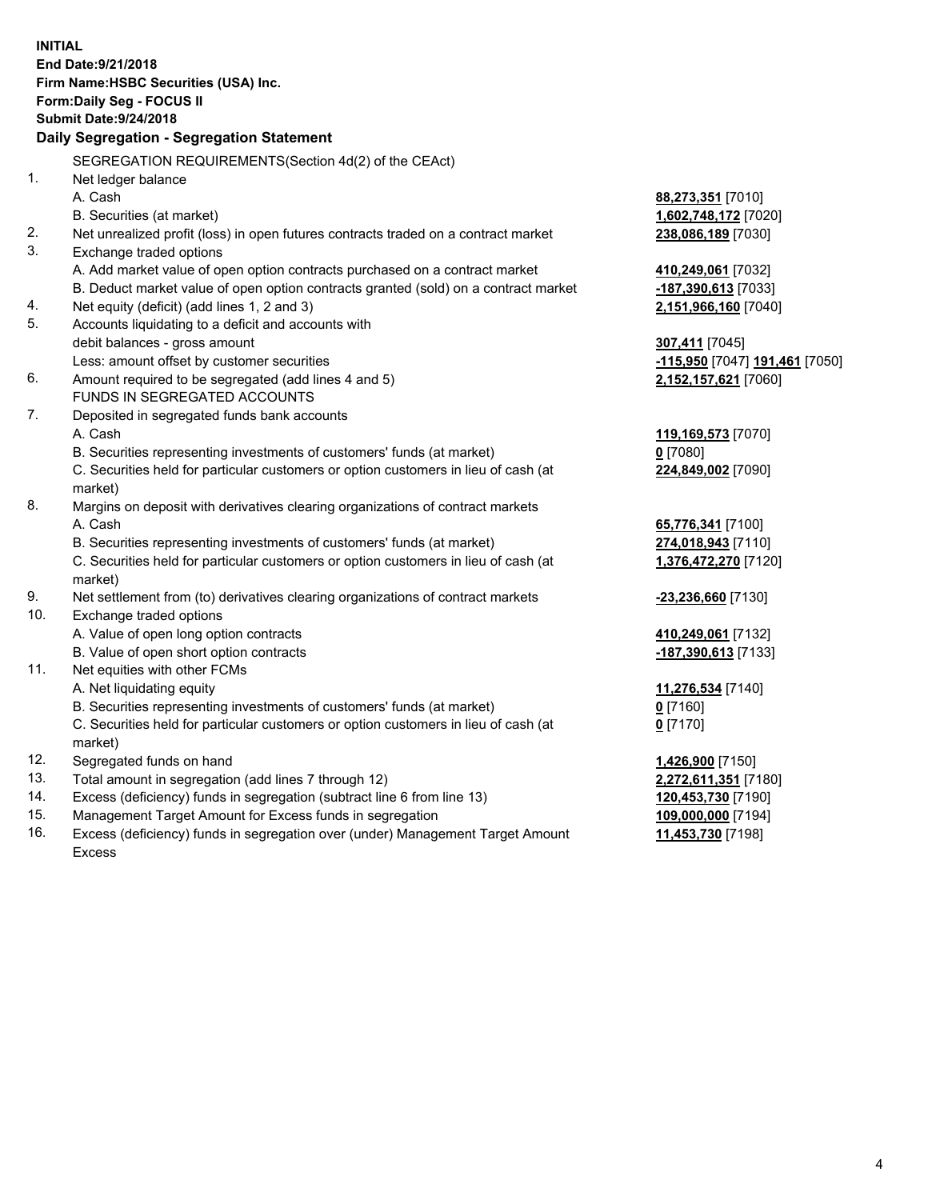**INITIAL**
**End Date:9/21/2018**
**Firm Name:HSBC Securities (USA) Inc.**
**Form:Daily Seg - FOCUS II**
**Submit Date:9/24/2018**

**Daily Segregation - Segregation Statement**

SEGREGATION REQUIREMENTS(Section 4d(2) of the CEAct)

| | | |
|---|---|---|
| 1. | Net ledger balance | |
| | A. Cash | **88,273,351** [7010] |
| | B. Securities (at market) | **1,602,748,172** [7020] |
| 2. | Net unrealized profit (loss) in open futures contracts traded on a contract market | **238,086,189** [7030] |
| 3. | Exchange traded options | |
| | A. Add market value of open option contracts purchased on a contract market | **410,249,061** [7032] |
| | B. Deduct market value of open option contracts granted (sold) on a contract market | **-187,390,613** [7033] |
| 4. | Net equity (deficit) (add lines 1, 2 and 3) | **2,151,966,160** [7040] |
| 5. | Accounts liquidating to a deficit and accounts with debit balances - gross amount | **307,411** [7045] |
| | Less: amount offset by customer securities | **-115,950** [7047] **191,461** [7050] |
| 6. | Amount required to be segregated (add lines 4 and 5) | **2,152,157,621** [7060] |
| | FUNDS IN SEGREGATED ACCOUNTS | |
| 7. | Deposited in segregated funds bank accounts | |
| | A. Cash | **119,169,573** [7070] |
| | B. Securities representing investments of customers' funds (at market) | **0** [7080] |
| | C. Securities held for particular customers or option customers in lieu of cash (at market) | **224,849,002** [7090] |
| 8. | Margins on deposit with derivatives clearing organizations of contract markets | |
| | A. Cash | **65,776,341** [7100] |
| | B. Securities representing investments of customers' funds (at market) | **274,018,943** [7110] |
| | C. Securities held for particular customers or option customers in lieu of cash (at market) | **1,376,472,270** [7120] |
| 9. | Net settlement from (to) derivatives clearing organizations of contract markets | **-23,236,660** [7130] |
| 10. | Exchange traded options | |
| | A. Value of open long option contracts | **410,249,061** [7132] |
| | B. Value of open short option contracts | **-187,390,613** [7133] |
| 11. | Net equities with other FCMs | |
| | A. Net liquidating equity | **11,276,534** [7140] |
| | B. Securities representing investments of customers' funds (at market) | **0** [7160] |
| | C. Securities held for particular customers or option customers in lieu of cash (at market) | **0** [7170] |
| 12. | Segregated funds on hand | **1,426,900** [7150] |
| 13. | Total amount in segregation (add lines 7 through 12) | **2,272,611,351** [7180] |
| 14. | Excess (deficiency) funds in segregation (subtract line 6 from line 13) | **120,453,730** [7190] |
| 15. | Management Target Amount for Excess funds in segregation | **109,000,000** [7194] |
| 16. | Excess (deficiency) funds in segregation over (under) Management Target Amount Excess | **11,453,730** [7198] |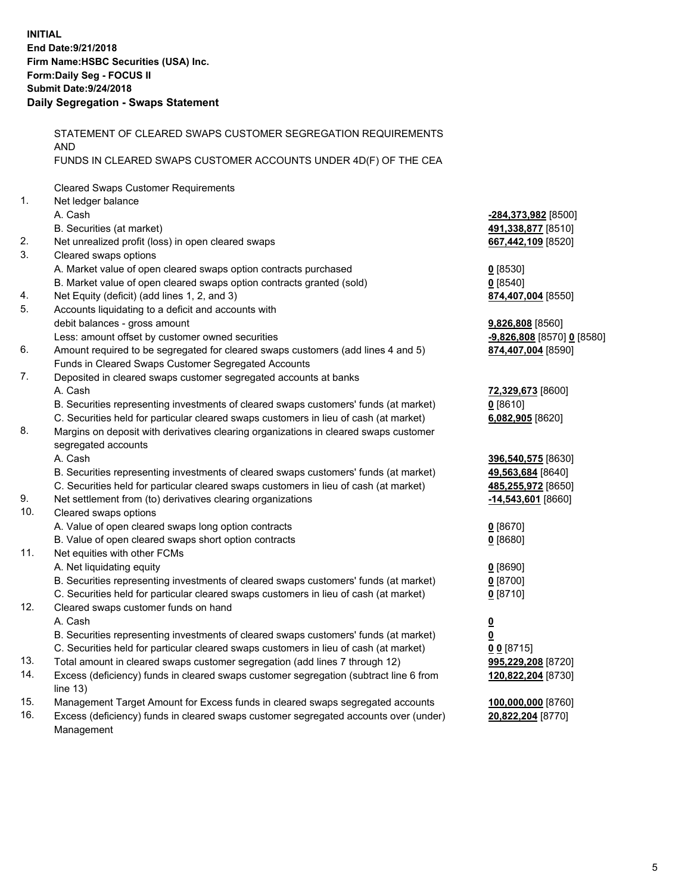**INITIAL**
**End Date:9/21/2018**
**Firm Name:HSBC Securities (USA) Inc.**
**Form:Daily Seg - FOCUS II**
**Submit Date:9/24/2018**
**Daily Segregation - Swaps Statement**

STATEMENT OF CLEARED SWAPS CUSTOMER SEGREGATION REQUIREMENTS AND FUNDS IN CLEARED SWAPS CUSTOMER ACCOUNTS UNDER 4D(F) OF THE CEA

| | | |
|---|---|---|
| | Cleared Swaps Customer Requirements | |
| 1. | Net ledger balance | |
| | A. Cash | **-284,373,982** [8500] |
| | B. Securities (at market) | **491,338,877** [8510] |
| 2. | Net unrealized profit (loss) in open cleared swaps | **667,442,109** [8520] |
| 3. | Cleared swaps options | |
| | A. Market value of open cleared swaps option contracts purchased | **0** [8530] |
| | B. Market value of open cleared swaps option contracts granted (sold) | **0** [8540] |
| 4. | Net Equity (deficit) (add lines 1, 2, and 3) | **874,407,004** [8550] |
| 5. | Accounts liquidating to a deficit and accounts with | |
| | debit balances - gross amount | **9,826,808** [8560] |
| | Less: amount offset by customer owned securities | **-9,826,808** [8570] **0** [8580] |
| 6. | Amount required to be segregated for cleared swaps customers (add lines 4 and 5) | **874,407,004** [8590] |
| | Funds in Cleared Swaps Customer Segregated Accounts | |
| 7. | Deposited in cleared swaps customer segregated accounts at banks | |
| | A. Cash | **72,329,673** [8600] |
| | B. Securities representing investments of cleared swaps customers' funds (at market) | **0** [8610] |
| | C. Securities held for particular cleared swaps customers in lieu of cash (at market) | **6,082,905** [8620] |
| 8. | Margins on deposit with derivatives clearing organizations in cleared swaps customer segregated accounts | |
| | A. Cash | **396,540,575** [8630] |
| | B. Securities representing investments of cleared swaps customers' funds (at market) | **49,563,684** [8640] |
| | C. Securities held for particular cleared swaps customers in lieu of cash (at market) | **485,255,972** [8650] |
| 9. | Net settlement from (to) derivatives clearing organizations | **-14,543,601** [8660] |
| 10. | Cleared swaps options | |
| | A. Value of open cleared swaps long option contracts | **0** [8670] |
| | B. Value of open cleared swaps short option contracts | **0** [8680] |
| 11. | Net equities with other FCMs | |
| | A. Net liquidating equity | **0** [8690] |
| | B. Securities representing investments of cleared swaps customers' funds (at market) | **0** [8700] |
| | C. Securities held for particular cleared swaps customers in lieu of cash (at market) | **0** [8710] |
| 12. | Cleared swaps customer funds on hand | |
| | A. Cash | **0** |
| | B. Securities representing investments of cleared swaps customers' funds (at market) | **0** |
| | C. Securities held for particular cleared swaps customers in lieu of cash (at market) | **0** **0** [8715] |
| 13. | Total amount in cleared swaps customer segregation (add lines 7 through 12) | **995,229,208** [8720] |
| 14. | Excess (deficiency) funds in cleared swaps customer segregation (subtract line 6 from line 13) | **120,822,204** [8730] |
| 15. | Management Target Amount for Excess funds in cleared swaps segregated accounts | **100,000,000** [8760] |
| 16. | Excess (deficiency) funds in cleared swaps customer segregated accounts over (under) Management | **20,822,204** [8770] |